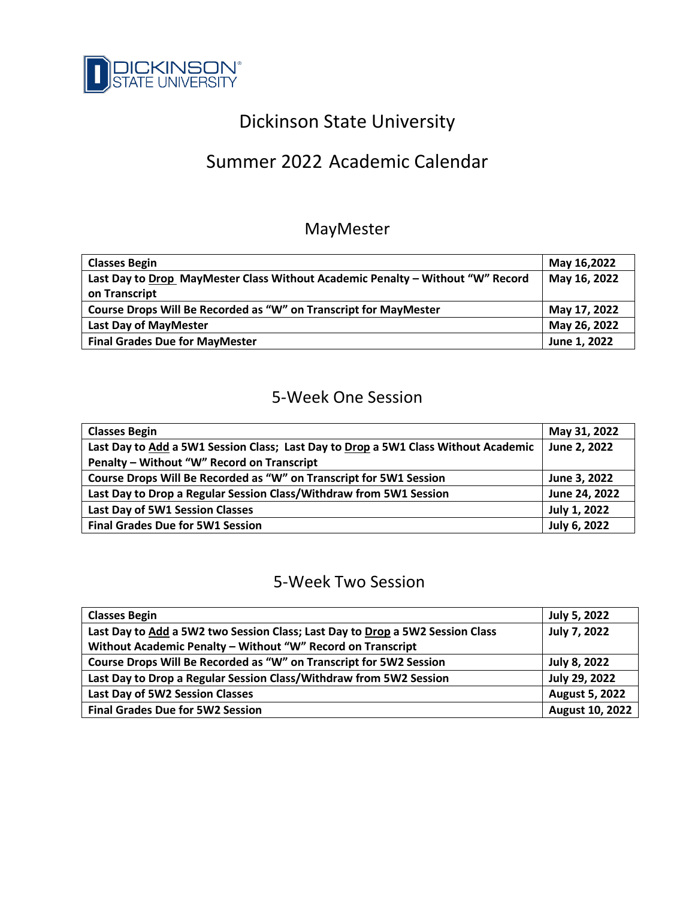# Dickinson State University

## Summer 2022 Academic Calendar

### MayMester

| Classes Begin | May 16,2022 |
|---|---|
| Last Day to Drop MayMester Class Without Academic Penalty – Without "W" Record on Transcript | May 16, 2022 |
| Course Drops Will Be Recorded as "W" on Transcript for MayMester | May 17, 2022 |
| Last Day of MayMester | May 26, 2022 |
| Final Grades Due for MayMester | June 1, 2022 |

### 5-Week One Session

| Classes Begin | May 31, 2022 |
|---|---|
| Last Day to Add a 5W1 Session Class; Last Day to Drop a 5W1 Class Without Academic Penalty – Without "W" Record on Transcript | June 2, 2022 |
| Course Drops Will Be Recorded as "W" on Transcript for 5W1 Session | June 3, 2022 |
| Last Day to Drop a Regular Session Class/Withdraw from 5W1 Session | June 24, 2022 |
| Last Day of 5W1 Session Classes | July 1, 2022 |
| Final Grades Due for 5W1 Session | July 6, 2022 |

### 5-Week Two Session

| Classes Begin | July 5, 2022 |
|---|---|
| Last Day to Add a 5W2 two Session Class; Last Day to Drop a 5W2 Session Class Without Academic Penalty – Without "W" Record on Transcript | July 7, 2022 |
| Course Drops Will Be Recorded as "W" on Transcript for 5W2 Session | July 8, 2022 |
| Last Day to Drop a Regular Session Class/Withdraw from 5W2 Session | July 29, 2022 |
| Last Day of 5W2 Session Classes | August 5, 2022 |
| Final Grades Due for 5W2 Session | August 10, 2022 |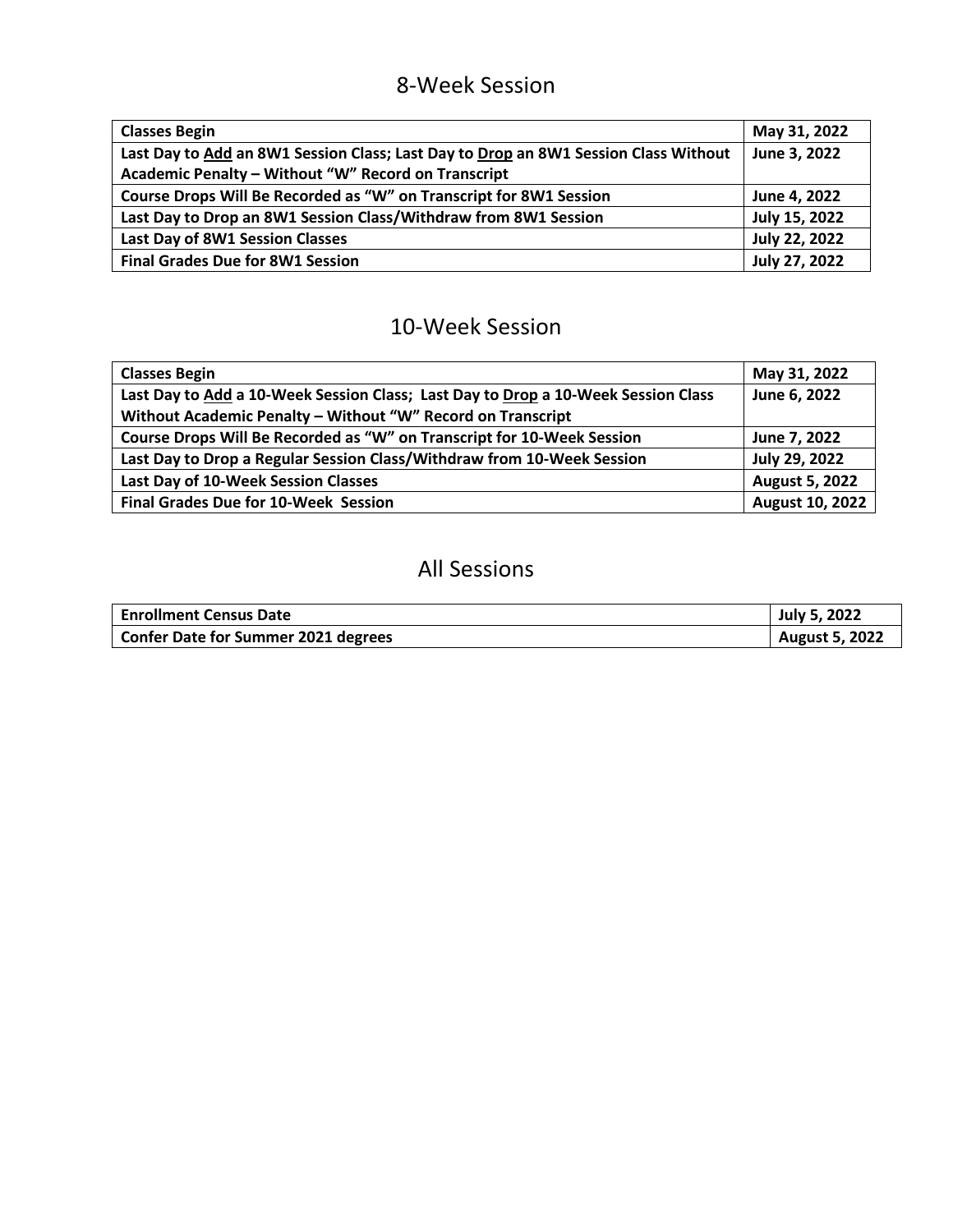## 8-Week Session

| | |
|---|---|
| **Classes Begin** | **May 31, 2022** |
| **Last Day to <u>Add</u> an 8W1 Session Class; Last Day to <u>Drop</u> an 8W1 Session Class Without Academic Penalty – Without "W" Record on Transcript** | **June 3, 2022** |
| **Course Drops Will Be Recorded as "W" on Transcript for 8W1 Session** | **June 4, 2022** |
| **Last Day to Drop an 8W1 Session Class/Withdraw from 8W1 Session** | **July 15, 2022** |
| **Last Day of 8W1 Session Classes** | **July 22, 2022** |
| **Final Grades Due for 8W1 Session** | **July 27, 2022** |

## 10-Week Session

| | |
|---|---|
| **Classes Begin** | **May 31, 2022** |
| **Last Day to <u>Add</u> a 10-Week Session Class; Last Day to <u>Drop</u> a 10-Week Session Class Without Academic Penalty – Without "W" Record on Transcript** | **June 6, 2022** |
| **Course Drops Will Be Recorded as "W" on Transcript for 10-Week Session** | **June 7, 2022** |
| **Last Day to Drop a Regular Session Class/Withdraw from 10-Week Session** | **July 29, 2022** |
| **Last Day of 10-Week Session Classes** | **August 5, 2022** |
| **Final Grades Due for 10-Week Session** | **August 10, 2022** |

## All Sessions

| | |
|---|---|
| **Enrollment Census Date** | **July 5, 2022** |
| **Confer Date for Summer 2021 degrees** | **August 5, 2022** |